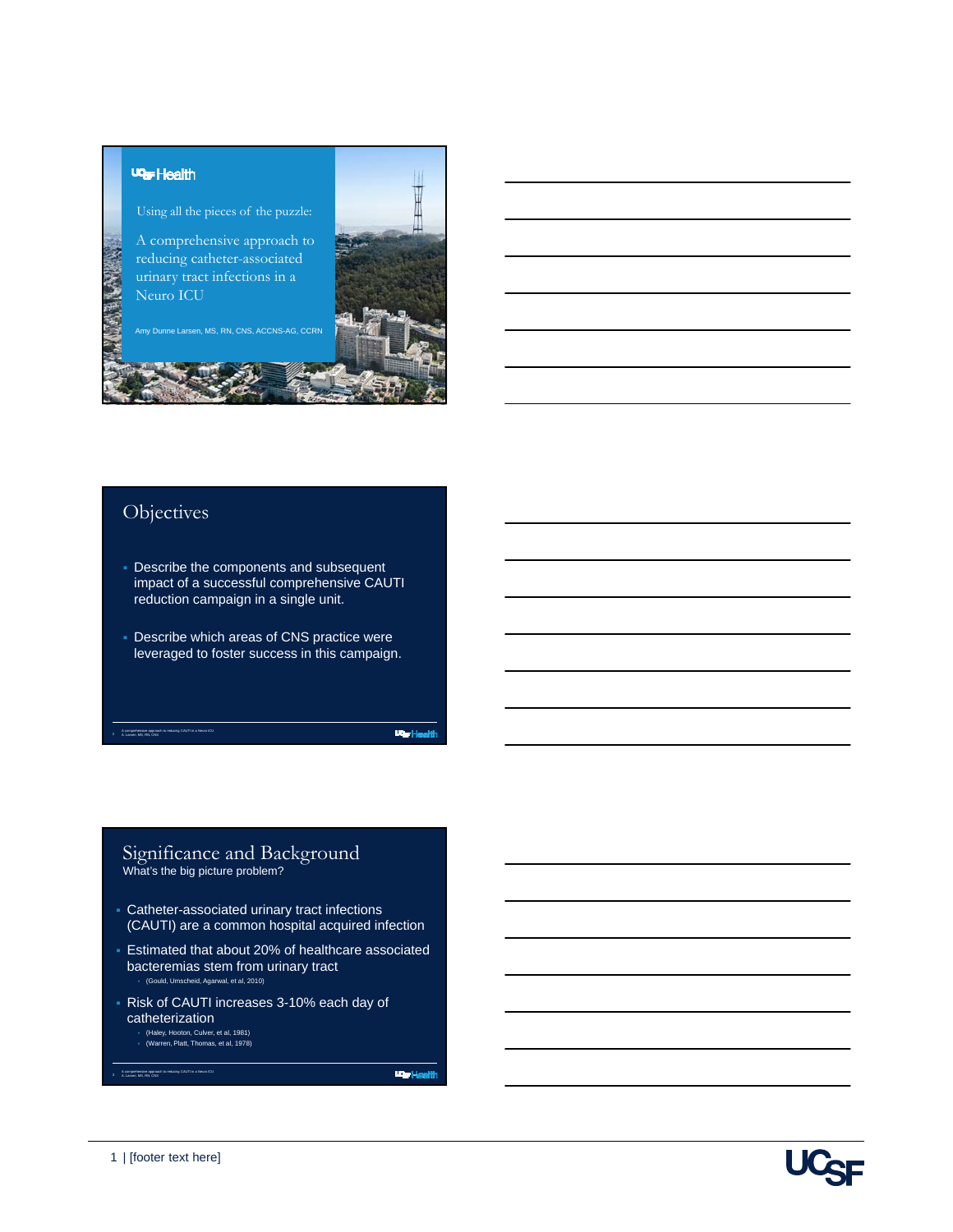UCSF Health

Using all the pieces of the puzzle:

# A comprehensive approach to reducing catheter-associated urinary tract infections in a Neuro ICU

Amy Dunne Larsen, MS, RN, CNS, ACCNS-AG, CCRN

## Objectives

- Describe the components and subsequent impact of a successful comprehensive CAUTI reduction campaign in a single unit.
- Describe which areas of CNS practice were leveraged to foster success in this campaign.

## Significance and Background

What's the big picture problem?

- Catheter-associated urinary tract infections (CAUTI) are a common hospital acquired infection
- Estimated that about 20% of healthcare associated bacteremias stem from urinary tract
  - (Gould, Umscheid, Agarwal, et al, 2010)
- Risk of CAUTI increases 3-10% each day of catheterization
  - (Haley, Hooton, Culver, et al, 1981)
  - (Warren, Platt, Thomas, et al, 1978)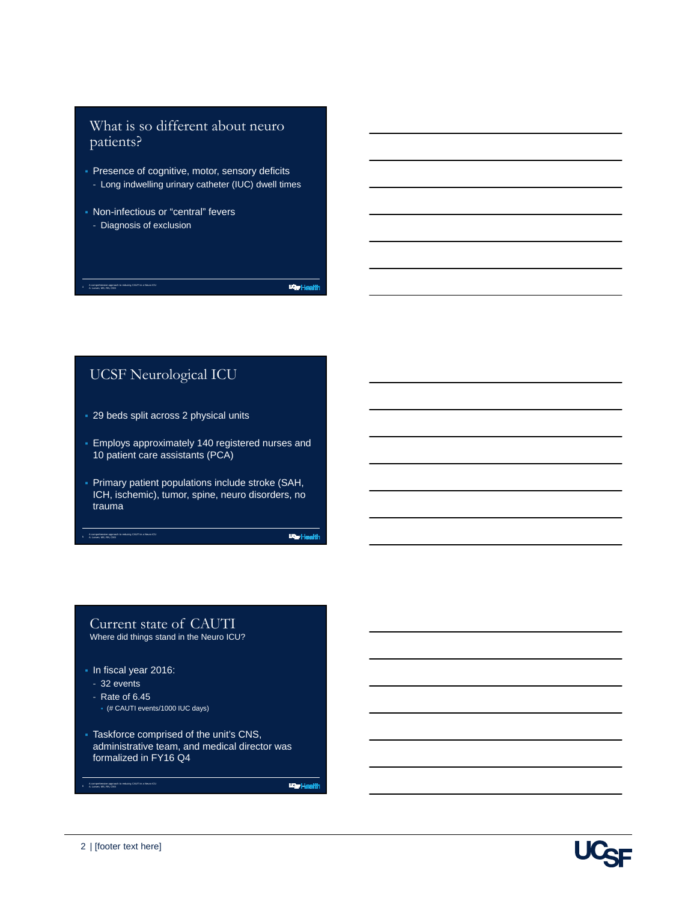## What is so different about neuro patients?

- Presence of cognitive, motor, sensory deficits
  - Long indwelling urinary catheter (IUC) dwell times
- Non-infectious or "central" fevers
  - Diagnosis of exclusion

## UCSF Neurological ICU

- 29 beds split across 2 physical units
- Employs approximately 140 registered nurses and 10 patient care assistants (PCA)
- Primary patient populations include stroke (SAH, ICH, ischemic), tumor, spine, neuro disorders, no trauma

## Current state of CAUTI

Where did things stand in the Neuro ICU?

- In fiscal year 2016:
  - 32 events
  - Rate of 6.45
    - (# CAUTI events/1000 IUC days)
- Taskforce comprised of the unit's CNS, administrative team, and medical director was formalized in FY16 Q4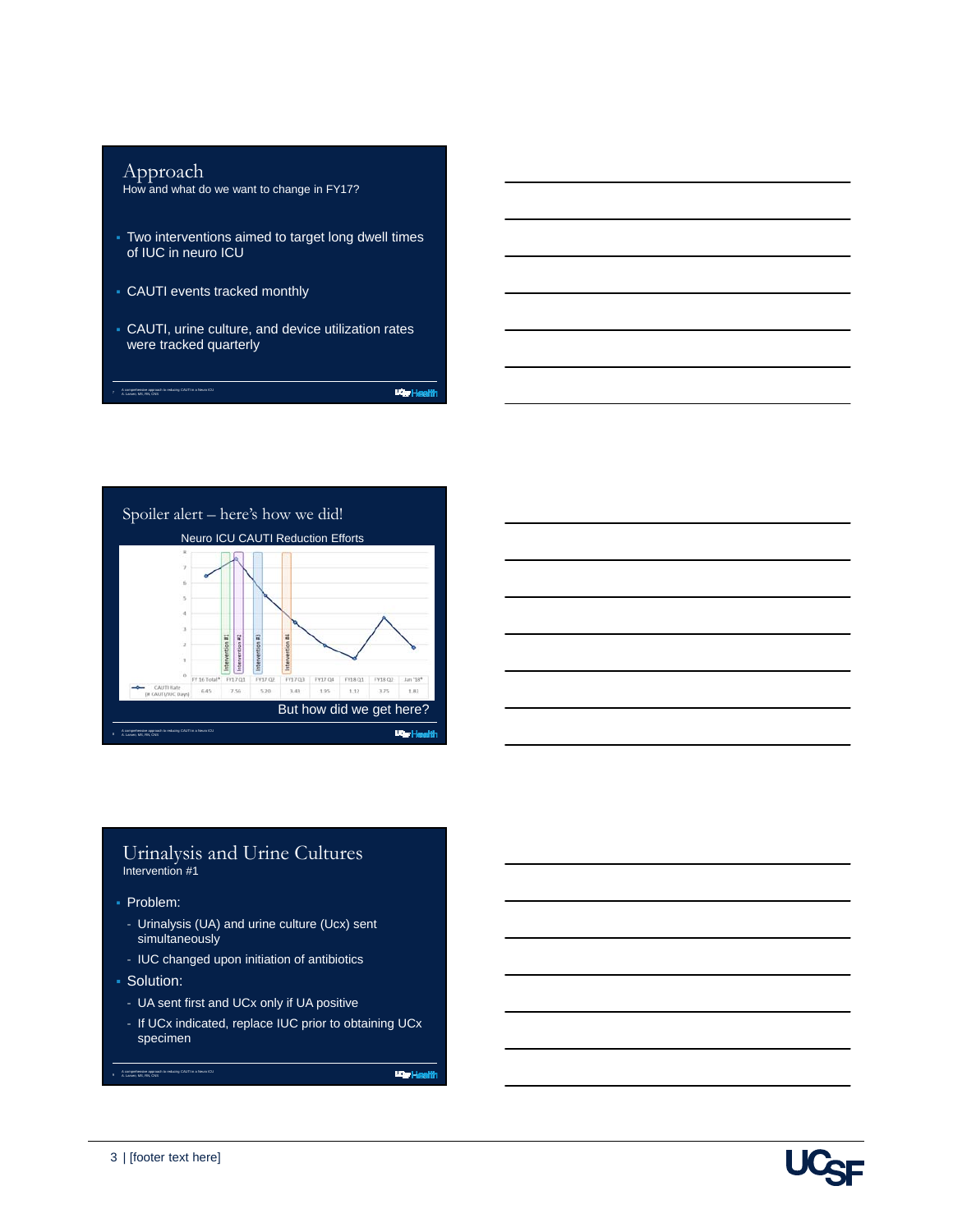## Approach

How and what do we want to change in FY17?

- Two interventions aimed to target long dwell times of IUC in neuro ICU
- CAUTI events tracked monthly
- CAUTI, urine culture, and device utilization rates were tracked quarterly

## Spoiler alert – here's how we did!

Neuro ICU CAUTI Reduction Efforts

| | FY 16 Total* | FY17 Q1 | FY17 Q2 | FY17 Q3 | FY17 Q4 | FY18 Q1 | FY18 Q2 | Jan '18* |
|---|---|---|---|---|---|---|---|---|
| CAUTI Rate (# CAUTI/IUC Days) | 6.45 | 7.56 | 5.20 | 3.41 | 1.95 | 1.12 | 3.75 | 1.80 |

But how did we get here?

## Urinalysis and Urine Cultures

Intervention #1

- Problem:
  - Urinalysis (UA) and urine culture (Ucx) sent simultaneously
  - IUC changed upon initiation of antibiotics
- Solution:
  - UA sent first and UCx only if UA positive
  - If UCx indicated, replace IUC prior to obtaining UCx specimen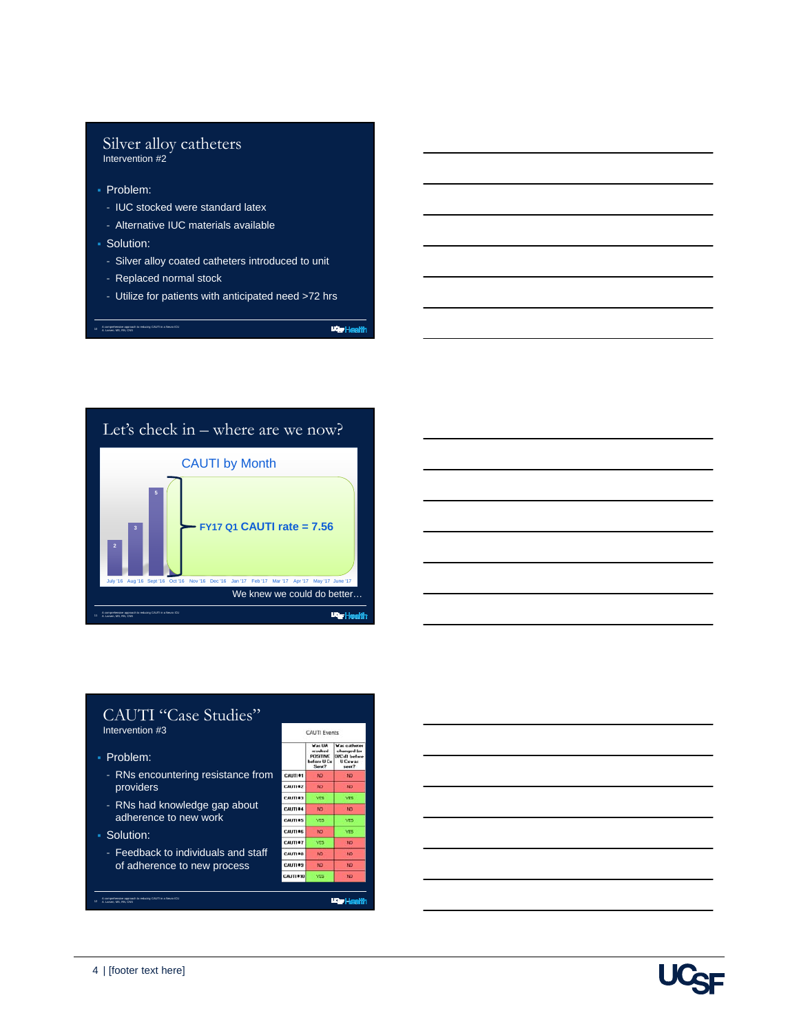## Silver alloy catheters

Intervention #2

- Problem:
  - IUC stocked were standard latex
  - Alternative IUC materials available
- Solution:
  - Silver alloy coated catheters introduced to unit
  - Replaced normal stock
  - Utilize for patients with anticipated need >72 hrs

## Let's check in – where are we now?

CAUTI by Month

| July '16 | Aug '16 | Sept '16 | Oct '16 | Nov '16 | Dec '16 | Jan '17 | Feb '17 | Mar '17 | Apr '17 | May '17 | June '17 |
|---|---|---|---|---|---|---|---|---|---|---|---|
| 2 | 3 | 5 | | | | | | | | | |

FY17 Q1 CAUTI rate = 7.56

We knew we could do better…

## CAUTI "Case Studies"

Intervention #3

- Problem:
  - RNs encountering resistance from providers
  - RNs had knowledge gap about adherence to new work
- Solution:
  - Feedback to individuals and staff of adherence to new process

CAUTI Events

| | Was UA resulted POSITIVE before U Cx Sent? | Was catheter changed (or D/C'd) before U Cx was sent? |
|---|---|---|
| CAUTI #1 | NO | NO |
| CAUTI #2 | NO | NO |
| CAUTI #3 | YES | YES |
| CAUTI #4 | NO | NO |
| CAUTI #5 | YES | YES |
| CAUTI #6 | NO | YES |
| CAUTI #7 | YES | NO |
| CAUTI #8 | NO | NO |
| CAUTI #9 | NO | NO |
| CAUTI #10 | YES | NO |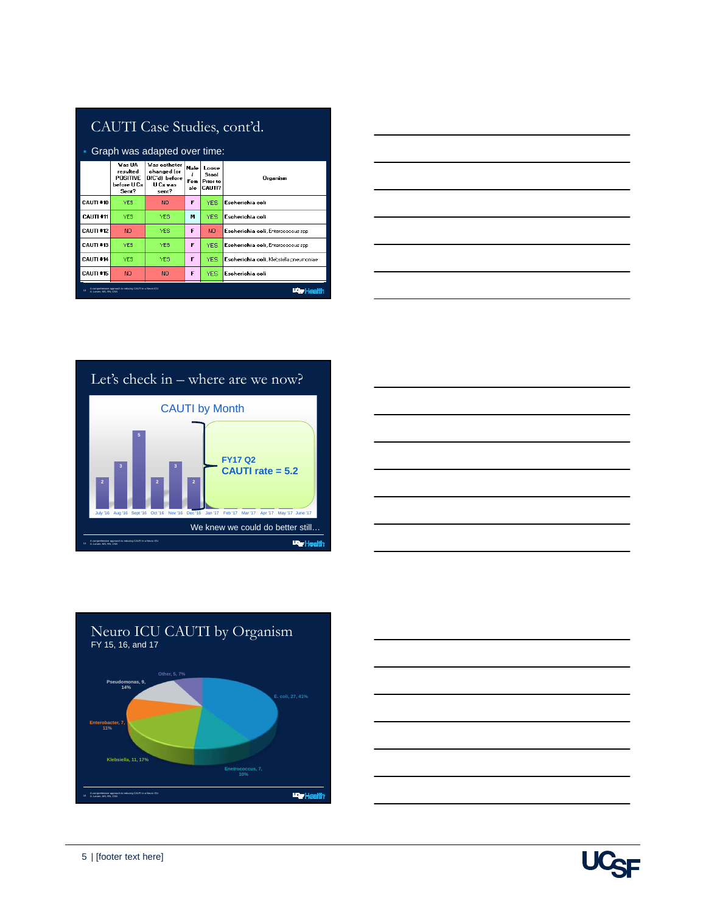## CAUTI Case Studies, cont'd.

- Graph was adapted over time:

| | Was UA resulted POSITIVE before UCx Sent? | Was catheter changed (or D/C'd) before UCx was sent? | Male / Female | Loose Stool Prior to CAUTI? | Organism |
|---|---|---|---|---|---|
| CAUTI #10 | YES | NO | F | YES | Escherichia coli |
| CAUTI #11 | YES | YES | M | YES | Escherichia coli |
| CAUTI #12 | NO | YES | F | NO | Escherichia coli, Enterococcus spp |
| CAUTI #13 | YES | YES | F | YES | Escherichia coli, Enterococcus spp |
| CAUTI #14 | YES | YES | F | YES | Escherichia coli, Klebsiella pneumoniae |
| CAUTI #15 | NO | NO | F | YES | Escherichia coli |

## Let's check in – where are we now?

**CAUTI by Month**

| Month | CAUTI |
|---|---|
| July '16 | 2 |
| Aug '16 | 3 |
| Sept '16 | 5 |
| Oct '16 | 2 |
| Nov '16 | 3 |
| Dec '16 | 2 |
| Jan '17 | |
| Feb '17 | |
| Mar '17 | |
| Apr '17 | |
| May '17 | |
| June '17 | |

FY17 Q2 CAUTI rate = 5.2

We knew we could do better still…

## Neuro ICU CAUTI by Organism

FY 15, 16, and 17

| Organism | Count | Percent |
|---|---|---|
| E. coli | 27 | 41% |
| Enetrococcus | 7 | 10% |
| Klebsiella | 11 | 17% |
| Enterobacter | 7 | 11% |
| Pseudomonas | 9 | 14% |
| Other | 5 | 7% |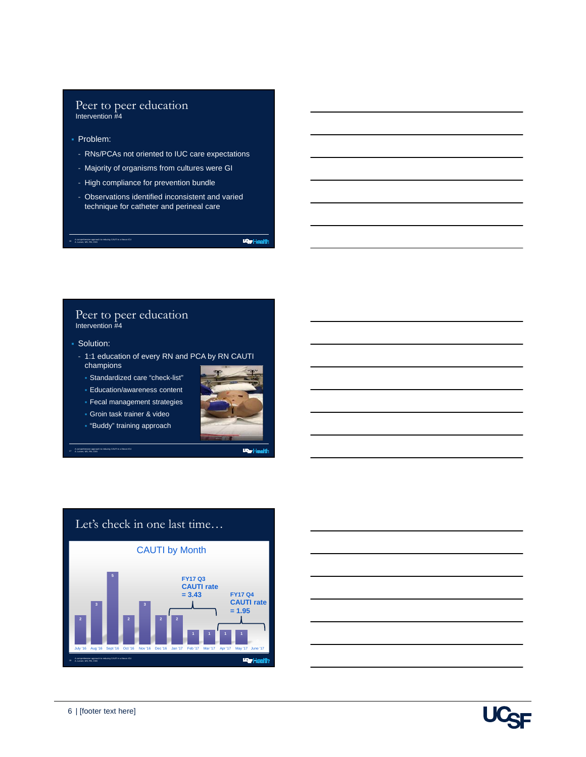## Peer to peer education

Intervention #4

- Problem:
  - RNs/PCAs not oriented to IUC care expectations
  - Majority of organisms from cultures were GI
  - High compliance for prevention bundle
  - Observations identified inconsistent and varied technique for catheter and perineal care

## Peer to peer education

Intervention #4

- Solution:
  - 1:1 education of every RN and PCA by RN CAUTI champions
    - Standardized care "check-list"
    - Education/awareness content
    - Fecal management strategies
    - Groin task trainer & video
    - "Buddy" training approach

## Let's check in one last time…

CAUTI by Month

| Month | CAUTI |
|---|---|
| July '16 | 2 |
| Aug '16 | 3 |
| Sept '16 | 5 |
| Oct '16 | 2 |
| Nov '16 | 3 |
| Dec '16 | 2 |
| Jan '17 | 2 |
| Feb '17 | 1 |
| Mar '17 | 1 |
| Apr '17 | 1 |
| May '17 | 1 |
| June '17 | |

FY17 Q3 CAUTI rate = 3.43

FY17 Q4 CAUTI rate = 1.95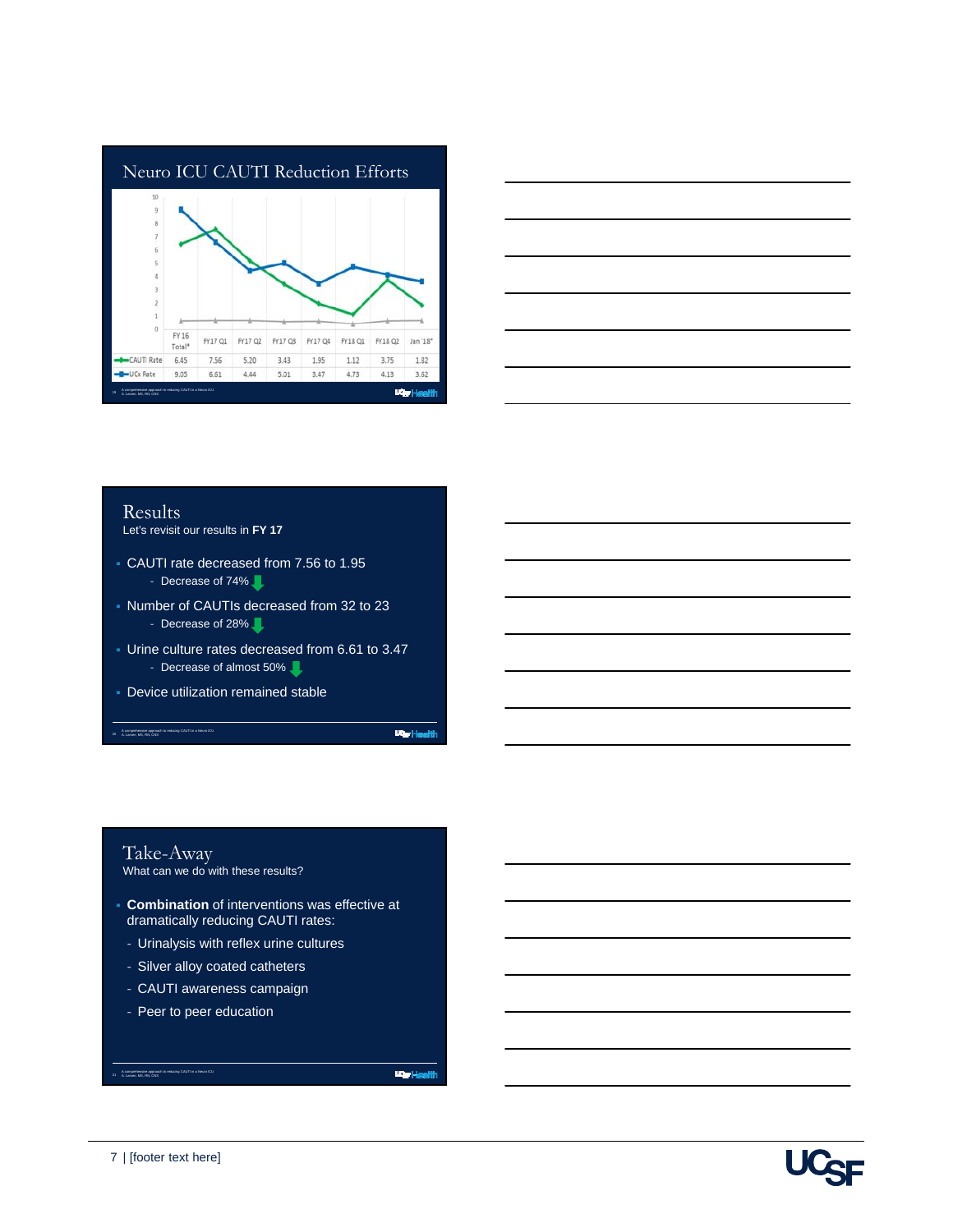## Neuro ICU CAUTI Reduction Efforts

| | FY 16 Total* | FY17 Q1 | FY17 Q2 | FY17 Q3 | FY17 Q4 | FY18 Q1 | FY18 Q2 | Jan '18* |
|---|---|---|---|---|---|---|---|---|
| CAUTI Rate | 6.45 | 7.56 | 5.20 | 3.43 | 1.95 | 1.12 | 3.75 | 1.82 |
| UCx Rate | 9.05 | 6.61 | 4.44 | 5.01 | 3.47 | 4.73 | 4.13 | 3.62 |

## Results

Let's revisit our results in **FY 17**

- CAUTI rate decreased from 7.56 to 1.95
  - Decrease of 74%
- Number of CAUTIs decreased from 32 to 23
  - Decrease of 28%
- Urine culture rates decreased from 6.61 to 3.47
  - Decrease of almost 50%
- Device utilization remained stable

## Take-Away

What can we do with these results?

- **Combination** of interventions was effective at dramatically reducing CAUTI rates:
  - Urinalysis with reflex urine cultures
  - Silver alloy coated catheters
  - CAUTI awareness campaign
  - Peer to peer education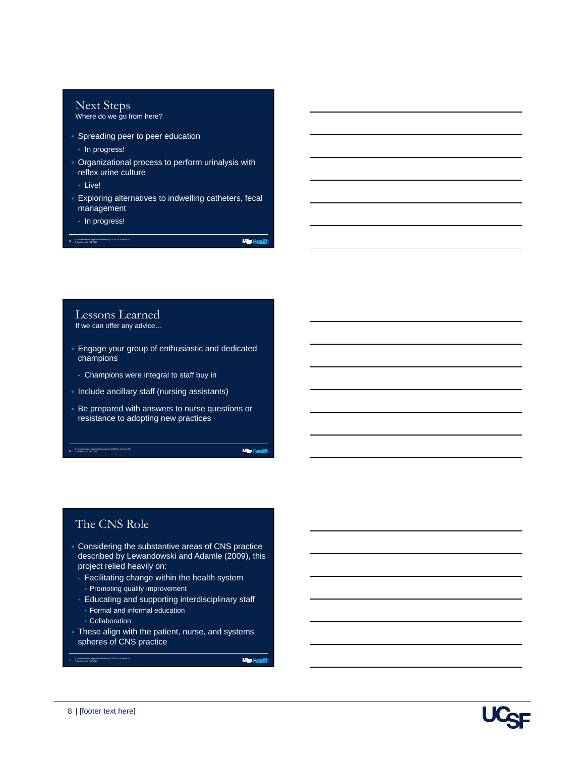## Next Steps

Where do we go from here?

- Spreading peer to peer education
  - In progress!
- Organizational process to perform urinalysis with reflex urine culture
  - Live!
- Exploring alternatives to indwelling catheters, fecal management
  - In progress!

## Lessons Learned

If we can offer any advice…

- Engage your group of enthusiastic and dedicated champions
  - Champions were integral to staff buy in
- Include ancillary staff (nursing assistants)
- Be prepared with answers to nurse questions or resistance to adopting new practices

## The CNS Role

- Considering the substantive areas of CNS practice described by Lewandowski and Adamle (2009), this project relied heavily on:
  - Facilitating change within the health system
    - Promoting quality improvement
  - Educating and supporting interdisciplinary staff
    - Formal and informal education
    - Collaboration
- These align with the patient, nurse, and systems spheres of CNS practice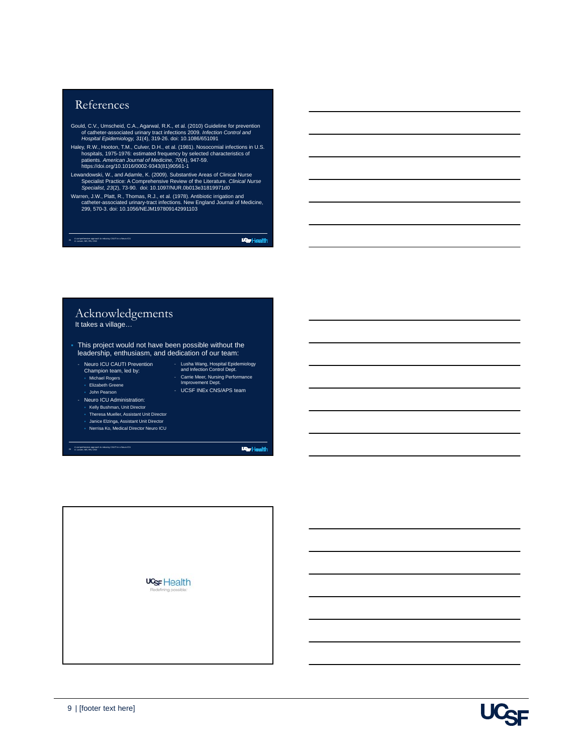## References

Gould, C.V., Umscheid, C.A., Agarwal, R.K., et al. (2010) Guideline for prevention of catheter-associated urinary tract infections 2009. *Infection Control and Hospital Epidemiology, 31*(4), 319-26. doi: 10.1086/651091

Haley, R.W., Hooton, T.M., Culver, D.H., et al. (1981). Nosocomial infections in U.S. hospitals, 1975-1976: estimated frequency by selected characteristics of patients. *American Journal of Medicine, 70*(4), 947-59. https://doi.org/10.1016/0002-9343(81)90561-1

Lewandowski, W., and Adamle, K. (2009). Substantive Areas of Clinical Nurse Specialist Practice: A Comprehensive Review of the Literature. *Clinical Nurse Specialist, 23*(2), 73-90. doi: 10.1097/NUR.0b013e31819971d0

Warren, J.W., Platt, R., Thomas, R.J., et al. (1978). Antibiotic irrigation and catheter-associated urinary-tract infections. New England Journal of Medicine, 299, 570-3. doi: 10.1056/NEJM197809142991103

## Acknowledgements

It takes a village…

- This project would not have been possible without the leadership, enthusiasm, and dedication of our team:
  - Neuro ICU CAUTI Prevention Champion team, led by:
    - Michael Rogers
    - Elizabeth Greene
    - John Pearson
  - Neuro ICU Administration:
    - Kelly Bushman, Unit Director
    - Theresa Mueller, Assistant Unit Director
    - Janice Elzinga, Assistant Unit Director
    - Nerrisa Ko, Medical Director Neuro ICU
  - Lusha Wang, Hospital Epidemiology and Infection Control Dept.
  - Carrie Meer, Nursing Performance Improvement Dept.
  - UCSF INEx CNS/APS team

UCSF Health

Redefining possible.